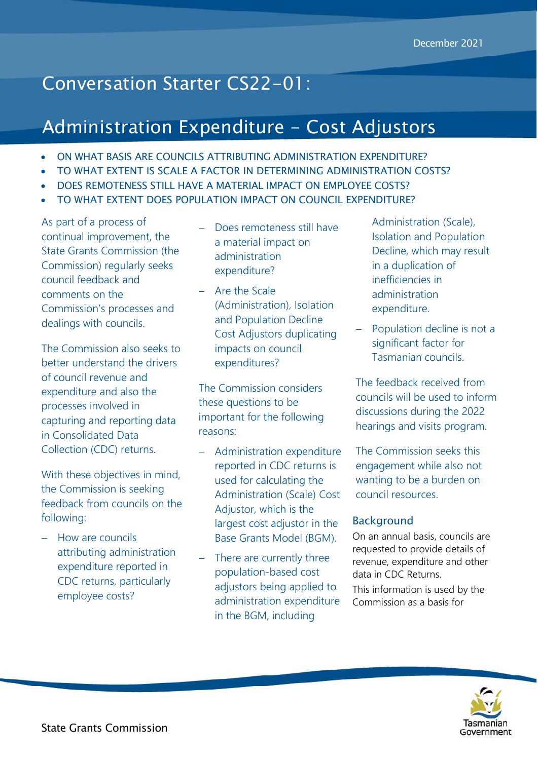December 2021

# Conversation Starter CS22-01:

# Administration Expenditure - Cost Adjustors

- ON WHAT BASIS ARE COUNCILS ATTRIBUTING ADMINISTRATION EXPENDITURE?
- TO WHAT EXTENT IS SCALE A FACTOR IN DETERMINING ADMINISTRATION COSTS?
- DOES REMOTENESS STILL HAVE A MATERIAL IMPACT ON EMPLOYEE COSTS?
- TO WHAT EXTENT DOES POPULATION IMPACT ON COUNCIL EXPENDITURE?

As part of a process of continual improvement, the State Grants Commission (the Commission) regularly seeks council feedback and comments on the Commission's processes and dealings with councils.

The Commission also seeks to better understand the drivers of council revenue and expenditure and also the processes involved in capturing and reporting data in Consolidated Data Collection (CDC) returns.

With these objectives in mind, the Commission is seeking feedback from councils on the following:

- How are councils attributing administration expenditure reported in CDC returns, particularly employee costs?
- Does remoteness still have a material impact on administration expenditure?
- Are the Scale (Administration), Isolation and Population Decline Cost Adjustors duplicating impacts on council expenditures?

The Commission considers these questions to be important for the following reasons:

- Administration expenditure reported in CDC returns is used for calculating the Administration (Scale) Cost Adjustor, which is the largest cost adjustor in the Base Grants Model (BGM).
- There are currently three population-based cost adjustors being applied to administration expenditure in the BGM, including Administration (Scale), Isolation and Population Decline, which may result in a duplication of inefficiencies in administration expenditure.
- Population decline is not a significant factor for Tasmanian councils.

The feedback received from councils will be used to inform discussions during the 2022 hearings and visits program.

The Commission seeks this engagement while also not wanting to be a burden on council resources.

## Background

On an annual basis, councils are requested to provide details of revenue, expenditure and other data in CDC Returns.

This information is used by the Commission as a basis for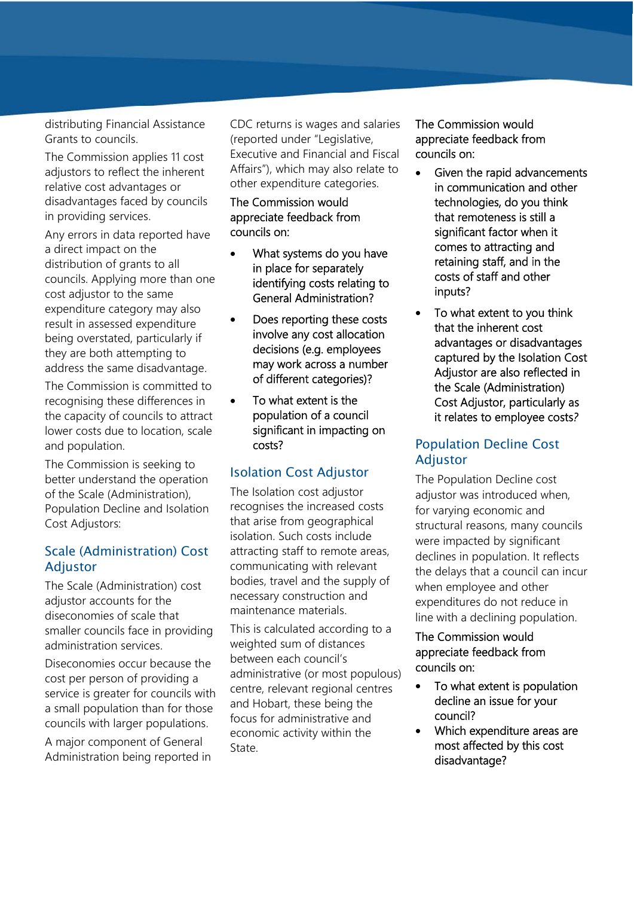distributing Financial Assistance Grants to councils.

The Commission applies 11 cost adjustors to reflect the inherent relative cost advantages or disadvantages faced by councils in providing services.

Any errors in data reported have a direct impact on the distribution of grants to all councils. Applying more than one cost adjustor to the same expenditure category may also result in assessed expenditure being overstated, particularly if they are both attempting to address the same disadvantage.

The Commission is committed to recognising these differences in the capacity of councils to attract lower costs due to location, scale and population.

The Commission is seeking to better understand the operation of the Scale (Administration), Population Decline and Isolation Cost Adjustors:

## Scale (Administration) Cost Adjustor

The Scale (Administration) cost adjustor accounts for the diseconomies of scale that smaller councils face in providing administration services.

Diseconomies occur because the cost per person of providing a service is greater for councils with a small population than for those councils with larger populations.

A major component of General Administration being reported in CDC returns is wages and salaries (reported under "Legislative, Executive and Financial and Fiscal Affairs"), which may also relate to other expenditure categories.

The Commission would appreciate feedback from councils on:

- What systems do you have in place for separately identifying costs relating to General Administration?
- Does reporting these costs involve any cost allocation decisions (e.g. employees may work across a number of different categories)?
- To what extent is the population of a council significant in impacting on costs?

## Isolation Cost Adjustor

The Isolation cost adjustor recognises the increased costs that arise from geographical isolation. Such costs include attracting staff to remote areas, communicating with relevant bodies, travel and the supply of necessary construction and maintenance materials.

This is calculated according to a weighted sum of distances between each council's administrative (or most populous) centre, relevant regional centres and Hobart, these being the focus for administrative and economic activity within the State.

The Commission would appreciate feedback from councils on:

- Given the rapid advancements in communication and other technologies, do you think that remoteness is still a significant factor when it comes to attracting and retaining staff, and in the costs of staff and other inputs?
- To what extent to you think that the inherent cost advantages or disadvantages captured by the Isolation Cost Adjustor are also reflected in the Scale (Administration) Cost Adjustor, particularly as it relates to employee costs?

## Population Decline Cost Adjustor

The Population Decline cost adjustor was introduced when, for varying economic and structural reasons, many councils were impacted by significant declines in population. It reflects the delays that a council can incur when employee and other expenditures do not reduce in line with a declining population.

The Commission would appreciate feedback from councils on:

- To what extent is population decline an issue for your council?
- Which expenditure areas are most affected by this cost disadvantage?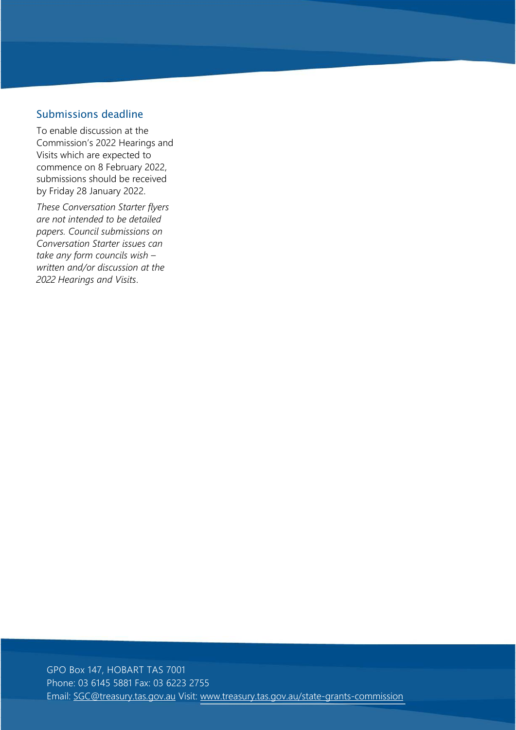## Submissions deadline

To enable discussion at the Commission's 2022 Hearings and Visits which are expected to commence on 8 February 2022, submissions should be received by Friday 28 January 2022.

*These Conversation Starter flyers are not intended to be detailed papers. Council submissions on Conversation Starter issues can take any form councils wish – written and/or discussion at the 2022 Hearings and Visits*.

GPO Box 147, HOBART TAS 7001
Phone: 03 6145 5881 Fax: 03 6223 2755
Email: SGC@treasury.tas.gov.au Visit: www.treasury.tas.gov.au/state-grants-commission